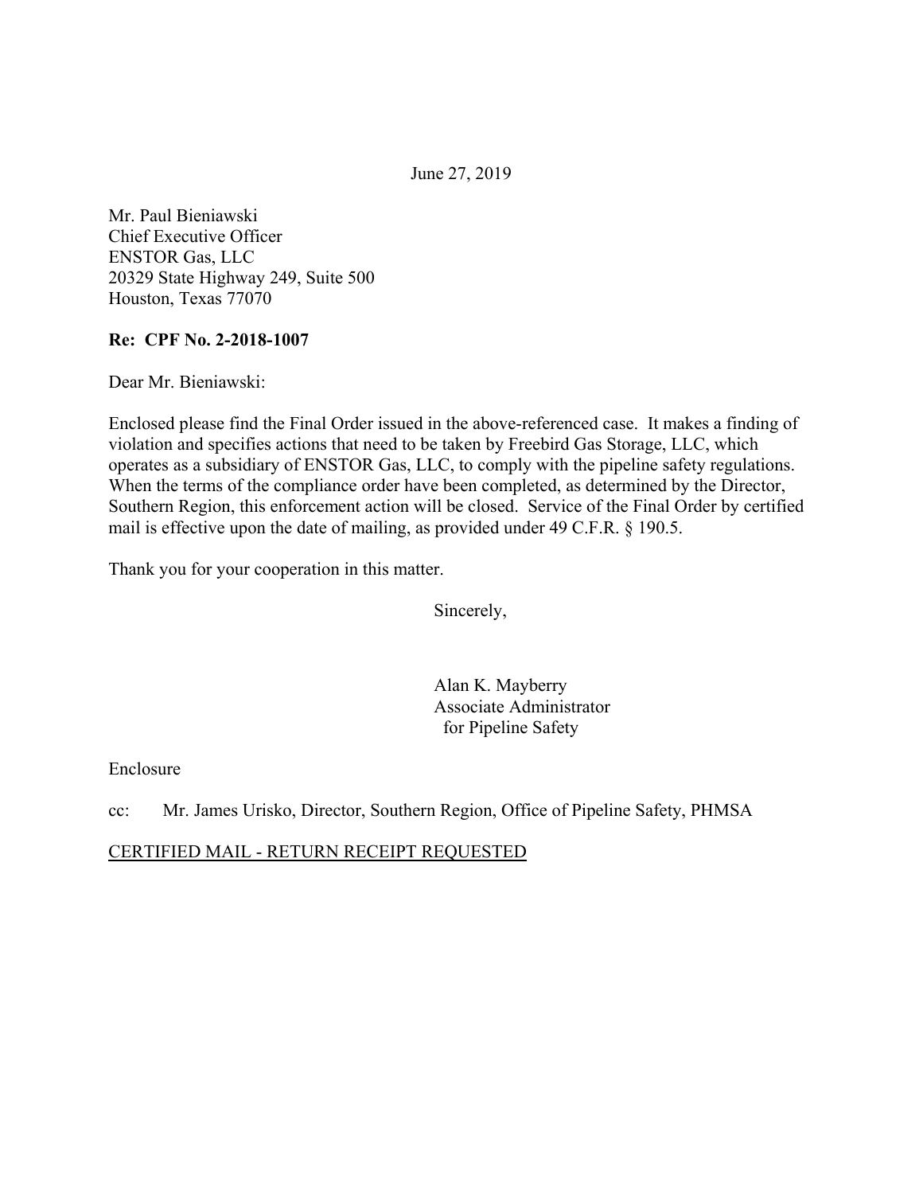June 27, 2019

Mr. Paul Bieniawski
Chief Executive Officer
ENSTOR Gas, LLC
20329 State Highway 249, Suite 500
Houston, Texas 77070

**Re: CPF No. 2-2018-1007**

Dear Mr. Bieniawski:

Enclosed please find the Final Order issued in the above-referenced case. It makes a finding of violation and specifies actions that need to be taken by Freebird Gas Storage, LLC, which operates as a subsidiary of ENSTOR Gas, LLC, to comply with the pipeline safety regulations. When the terms of the compliance order have been completed, as determined by the Director, Southern Region, this enforcement action will be closed. Service of the Final Order by certified mail is effective upon the date of mailing, as provided under 49 C.F.R. § 190.5.

Thank you for your cooperation in this matter.

Sincerely,

Alan K. Mayberry
Associate Administrator
for Pipeline Safety

Enclosure

cc: Mr. James Urisko, Director, Southern Region, Office of Pipeline Safety, PHMSA

CERTIFIED MAIL - RETURN RECEIPT REQUESTED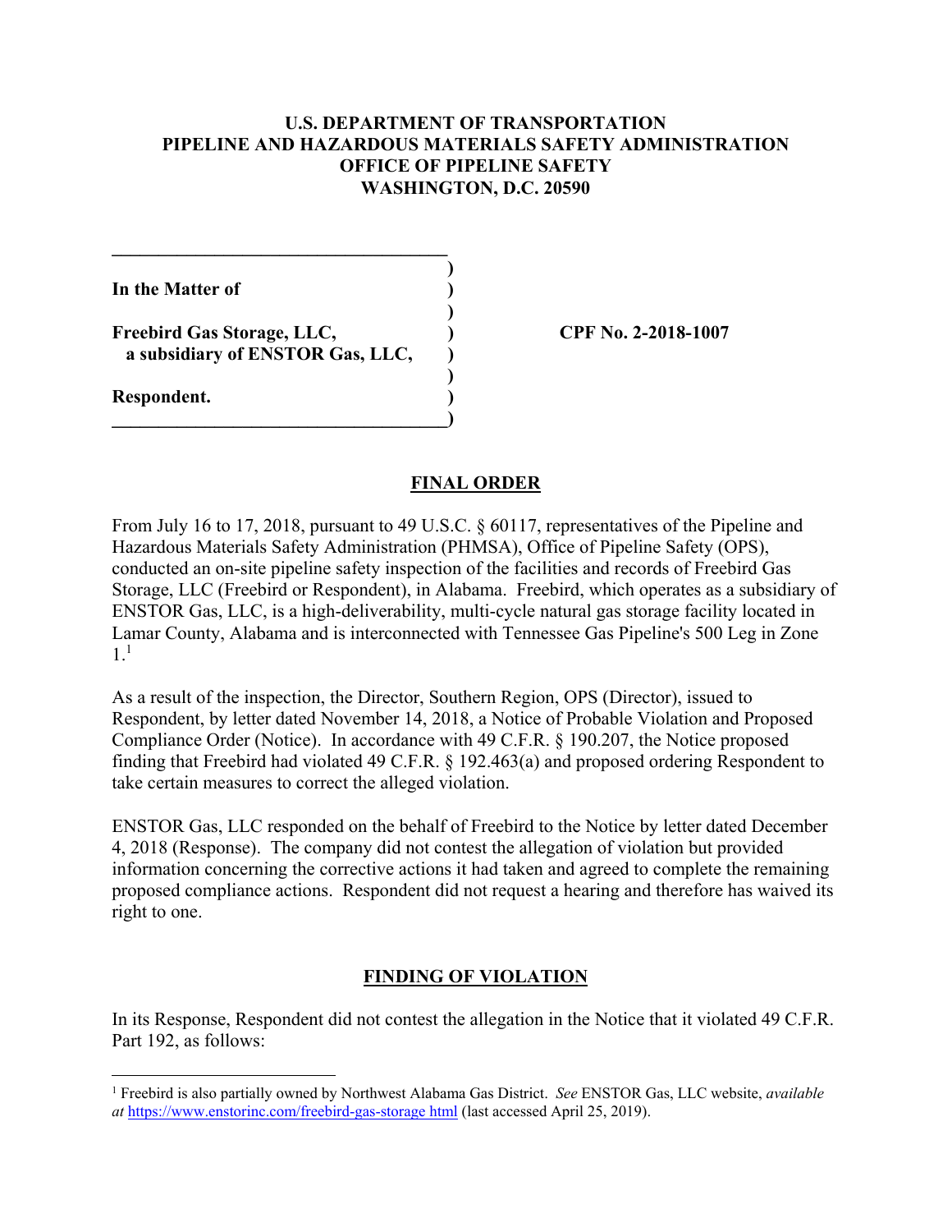**U.S. DEPARTMENT OF TRANSPORTATION**
**PIPELINE AND HAZARDOUS MATERIALS SAFETY ADMINISTRATION**
**OFFICE OF PIPELINE SAFETY**
**WASHINGTON, D.C. 20590**

**In the Matter of**

**Freebird Gas Storage, LLC,**
**a subsidiary of ENSTOR Gas, LLC,**

**Respondent.**

**CPF No. 2-2018-1007**

## FINAL ORDER

From July 16 to 17, 2018, pursuant to 49 U.S.C. § 60117, representatives of the Pipeline and Hazardous Materials Safety Administration (PHMSA), Office of Pipeline Safety (OPS), conducted an on-site pipeline safety inspection of the facilities and records of Freebird Gas Storage, LLC (Freebird or Respondent), in Alabama. Freebird, which operates as a subsidiary of ENSTOR Gas, LLC, is a high-deliverability, multi-cycle natural gas storage facility located in Lamar County, Alabama and is interconnected with Tennessee Gas Pipeline's 500 Leg in Zone 1.[1]

As a result of the inspection, the Director, Southern Region, OPS (Director), issued to Respondent, by letter dated November 14, 2018, a Notice of Probable Violation and Proposed Compliance Order (Notice). In accordance with 49 C.F.R. § 190.207, the Notice proposed finding that Freebird had violated 49 C.F.R. § 192.463(a) and proposed ordering Respondent to take certain measures to correct the alleged violation.

ENSTOR Gas, LLC responded on the behalf of Freebird to the Notice by letter dated December 4, 2018 (Response). The company did not contest the allegation of violation but provided information concerning the corrective actions it had taken and agreed to complete the remaining proposed compliance actions. Respondent did not request a hearing and therefore has waived its right to one.

## FINDING OF VIOLATION

In its Response, Respondent did not contest the allegation in the Notice that it violated 49 C.F.R. Part 192, as follows:

[1] Freebird is also partially owned by Northwest Alabama Gas District. *See* ENSTOR Gas, LLC website, *available at* https://www.enstorinc.com/freebird-gas-storage html (last accessed April 25, 2019).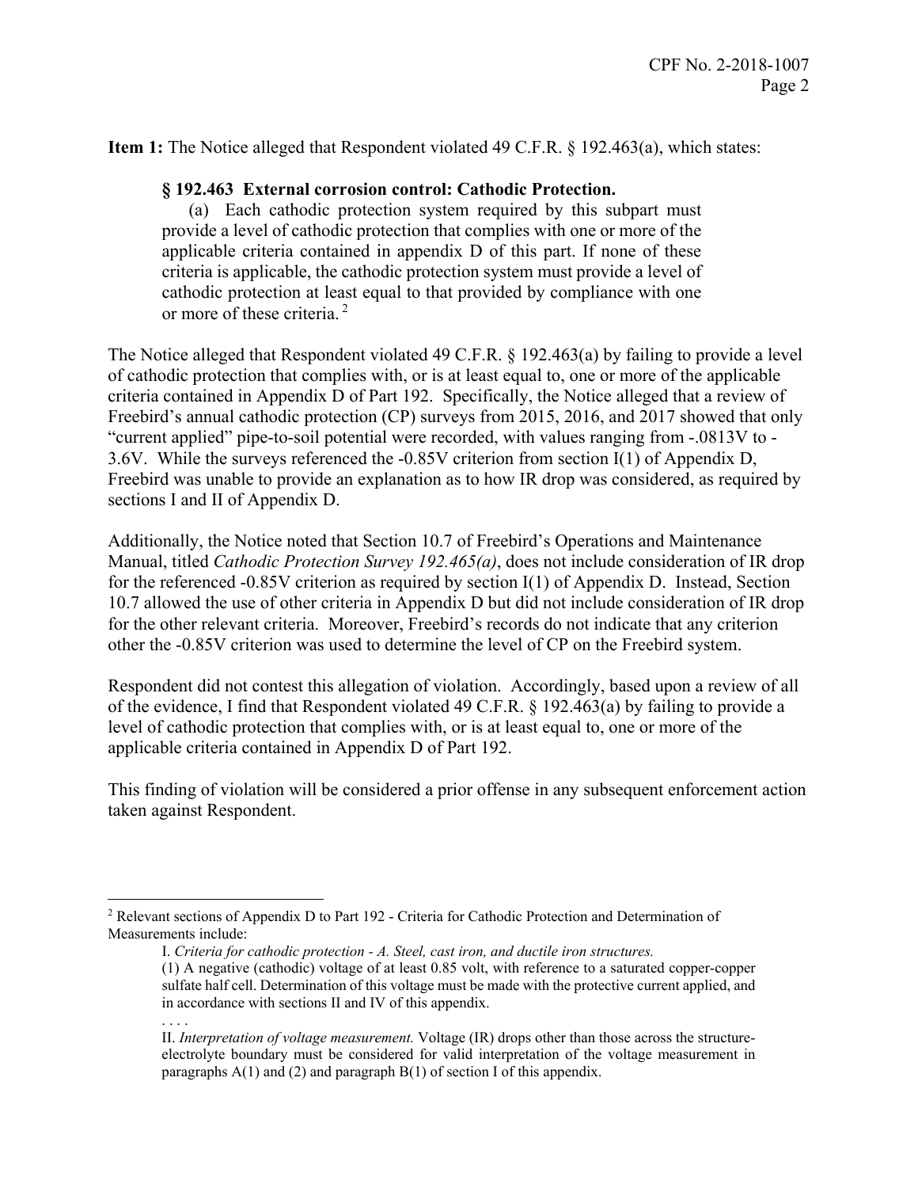**Item 1:** The Notice alleged that Respondent violated 49 C.F.R. § 192.463(a), which states:

> **§ 192.463 External corrosion control: Cathodic Protection.**
>
> (a) Each cathodic protection system required by this subpart must provide a level of cathodic protection that complies with one or more of the applicable criteria contained in appendix D of this part. If none of these criteria is applicable, the cathodic protection system must provide a level of cathodic protection at least equal to that provided by compliance with one or more of these criteria.[2]

The Notice alleged that Respondent violated 49 C.F.R. § 192.463(a) by failing to provide a level of cathodic protection that complies with, or is at least equal to, one or more of the applicable criteria contained in Appendix D of Part 192. Specifically, the Notice alleged that a review of Freebird's annual cathodic protection (CP) surveys from 2015, 2016, and 2017 showed that only "current applied" pipe-to-soil potential were recorded, with values ranging from -.0813V to -3.6V. While the surveys referenced the -0.85V criterion from section I(1) of Appendix D, Freebird was unable to provide an explanation as to how IR drop was considered, as required by sections I and II of Appendix D.

Additionally, the Notice noted that Section 10.7 of Freebird's Operations and Maintenance Manual, titled *Cathodic Protection Survey 192.465(a)*, does not include consideration of IR drop for the referenced -0.85V criterion as required by section I(1) of Appendix D. Instead, Section 10.7 allowed the use of other criteria in Appendix D but did not include consideration of IR drop for the other relevant criteria. Moreover, Freebird's records do not indicate that any criterion other the -0.85V criterion was used to determine the level of CP on the Freebird system.

Respondent did not contest this allegation of violation. Accordingly, based upon a review of all of the evidence, I find that Respondent violated 49 C.F.R. § 192.463(a) by failing to provide a level of cathodic protection that complies with, or is at least equal to, one or more of the applicable criteria contained in Appendix D of Part 192.

This finding of violation will be considered a prior offense in any subsequent enforcement action taken against Respondent.

---

[2] Relevant sections of Appendix D to Part 192 - Criteria for Cathodic Protection and Determination of Measurements include:

> I. *Criteria for cathodic protection - A. Steel, cast iron, and ductile iron structures.*
>
> (1) A negative (cathodic) voltage of at least 0.85 volt, with reference to a saturated copper-copper sulfate half cell. Determination of this voltage must be made with the protective current applied, and in accordance with sections II and IV of this appendix.
>
> . . . .
>
> II. *Interpretation of voltage measurement.* Voltage (IR) drops other than those across the structure-electrolyte boundary must be considered for valid interpretation of the voltage measurement in paragraphs A(1) and (2) and paragraph B(1) of section I of this appendix.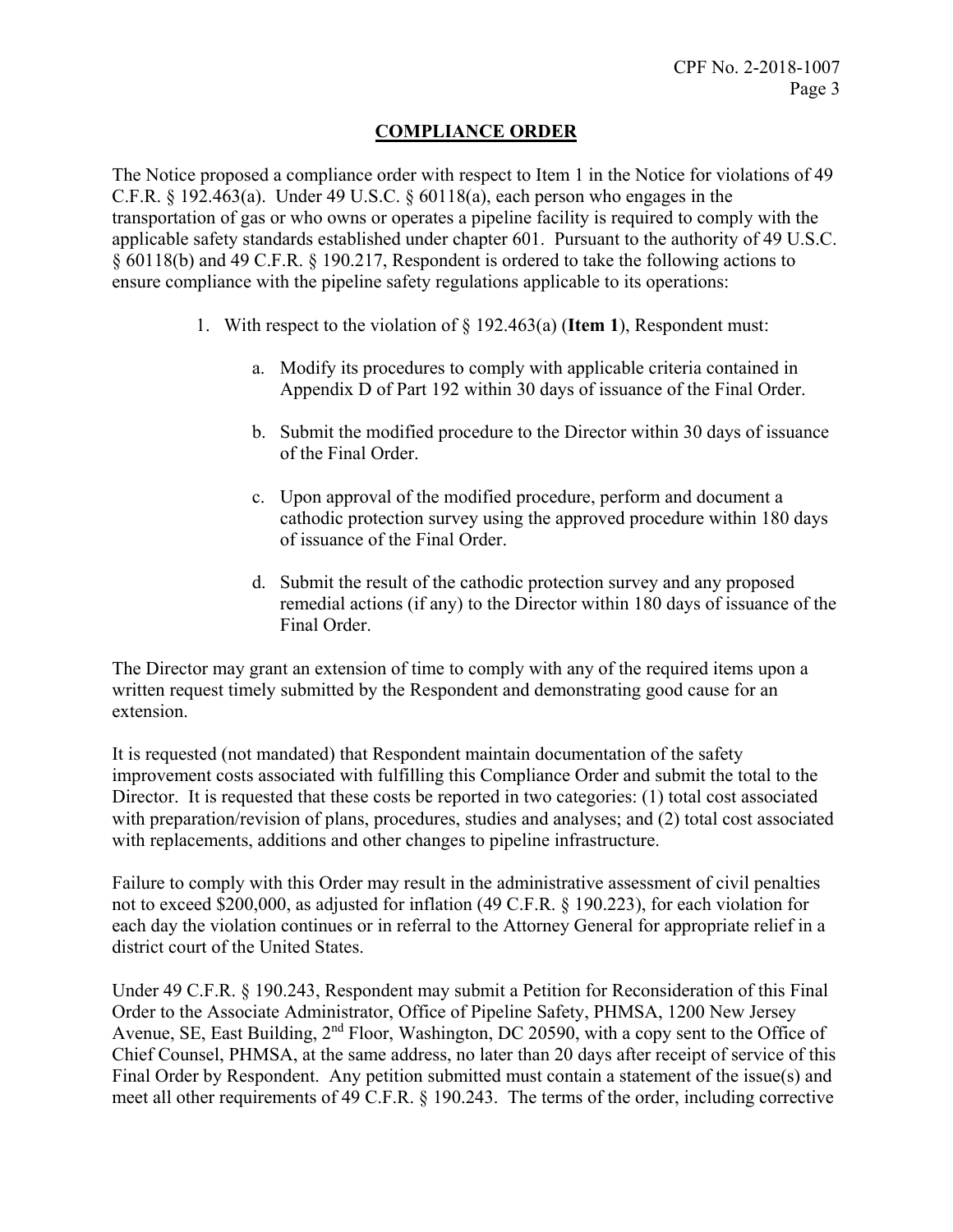## COMPLIANCE ORDER

The Notice proposed a compliance order with respect to Item 1 in the Notice for violations of 49 C.F.R. § 192.463(a). Under 49 U.S.C. § 60118(a), each person who engages in the transportation of gas or who owns or operates a pipeline facility is required to comply with the applicable safety standards established under chapter 601. Pursuant to the authority of 49 U.S.C. § 60118(b) and 49 C.F.R. § 190.217, Respondent is ordered to take the following actions to ensure compliance with the pipeline safety regulations applicable to its operations:

1. With respect to the violation of § 192.463(a) (**Item 1**), Respondent must:

    a. Modify its procedures to comply with applicable criteria contained in Appendix D of Part 192 within 30 days of issuance of the Final Order.

    b. Submit the modified procedure to the Director within 30 days of issuance of the Final Order.

    c. Upon approval of the modified procedure, perform and document a cathodic protection survey using the approved procedure within 180 days of issuance of the Final Order.

    d. Submit the result of the cathodic protection survey and any proposed remedial actions (if any) to the Director within 180 days of issuance of the Final Order.

The Director may grant an extension of time to comply with any of the required items upon a written request timely submitted by the Respondent and demonstrating good cause for an extension.

It is requested (not mandated) that Respondent maintain documentation of the safety improvement costs associated with fulfilling this Compliance Order and submit the total to the Director. It is requested that these costs be reported in two categories: (1) total cost associated with preparation/revision of plans, procedures, studies and analyses; and (2) total cost associated with replacements, additions and other changes to pipeline infrastructure.

Failure to comply with this Order may result in the administrative assessment of civil penalties not to exceed $200,000, as adjusted for inflation (49 C.F.R. § 190.223), for each violation for each day the violation continues or in referral to the Attorney General for appropriate relief in a district court of the United States.

Under 49 C.F.R. § 190.243, Respondent may submit a Petition for Reconsideration of this Final Order to the Associate Administrator, Office of Pipeline Safety, PHMSA, 1200 New Jersey Avenue, SE, East Building, 2nd Floor, Washington, DC 20590, with a copy sent to the Office of Chief Counsel, PHMSA, at the same address, no later than 20 days after receipt of service of this Final Order by Respondent. Any petition submitted must contain a statement of the issue(s) and meet all other requirements of 49 C.F.R. § 190.243. The terms of the order, including corrective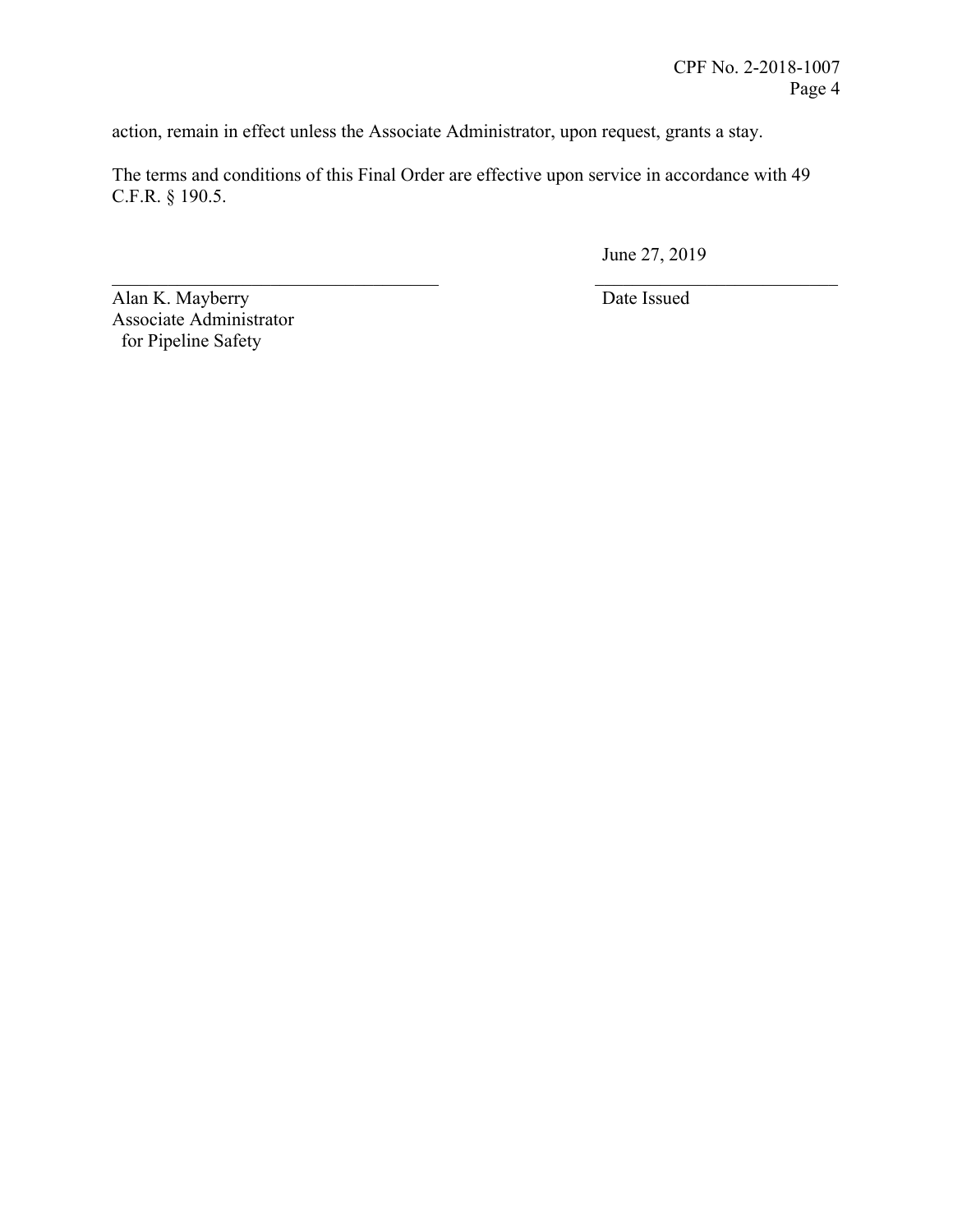action, remain in effect unless the Associate Administrator, upon request, grants a stay.

The terms and conditions of this Final Order are effective upon service in accordance with 49 C.F.R. § 190.5.

June 27, 2019

\_\_\_\_\_\_\_\_\_\_\_\_\_\_\_\_\_\_\_\_\_\_\_\_\_\_\_\_\_\_\_\_\_\_\_ \_\_\_\_\_\_\_\_\_\_\_\_\_\_\_\_\_\_\_\_\_\_\_\_\_\_

Alan K. Mayberry
Associate Administrator
for Pipeline Safety

Date Issued